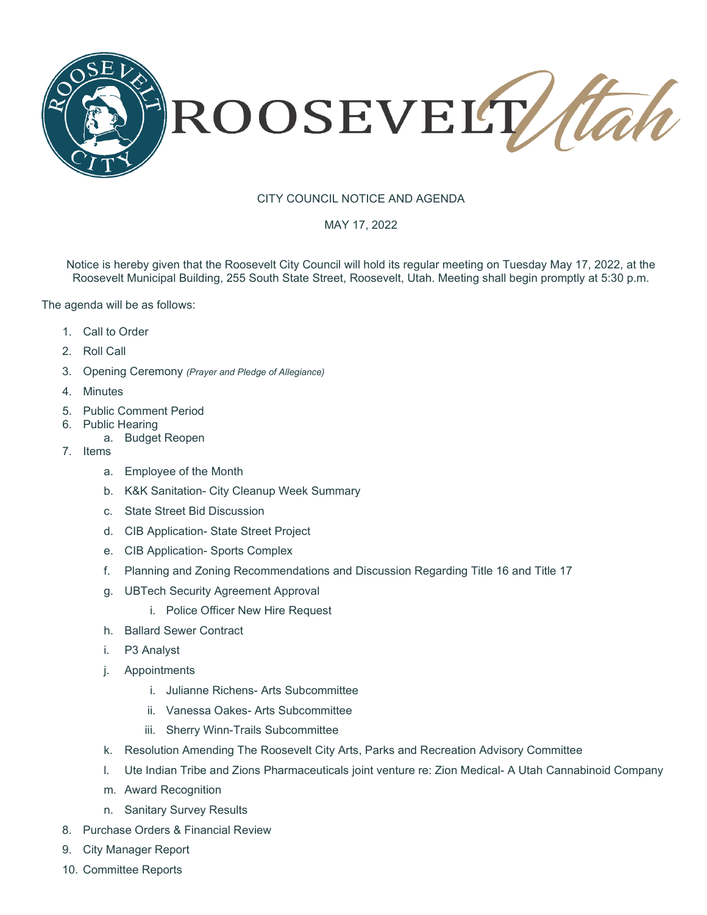ROOSEVELT Utah

ROOSEVELT CITY

# CITY COUNCIL NOTICE AND AGENDA

## MAY 17, 2022

Notice is hereby given that the Roosevelt City Council will hold its regular meeting on Tuesday May 17, 2022, at the Roosevelt Municipal Building, 255 South State Street, Roosevelt, Utah. Meeting shall begin promptly at 5:30 p.m.

The agenda will be as follows:

1. Call to Order
2. Roll Call
3. Opening Ceremony *(Prayer and Pledge of Allegiance)*
4. Minutes
5. Public Comment Period
6. Public Hearing
    a. Budget Reopen
7. Items
    a. Employee of the Month
    b. K&K Sanitation- City Cleanup Week Summary
    c. State Street Bid Discussion
    d. CIB Application- State Street Project
    e. CIB Application- Sports Complex
    f. Planning and Zoning Recommendations and Discussion Regarding Title 16 and Title 17
    g. UBTech Security Agreement Approval
        i. Police Officer New Hire Request
    h. Ballard Sewer Contract
    i. P3 Analyst
    j. Appointments
        i. Julianne Richens- Arts Subcommittee
        ii. Vanessa Oakes- Arts Subcommittee
        iii. Sherry Winn-Trails Subcommittee
    k. Resolution Amending The Roosevelt City Arts, Parks and Recreation Advisory Committee
    l. Ute Indian Tribe and Zions Pharmaceuticals joint venture re: Zion Medical- A Utah Cannabinoid Company
    m. Award Recognition
    n. Sanitary Survey Results
8. Purchase Orders & Financial Review
9. City Manager Report
10. Committee Reports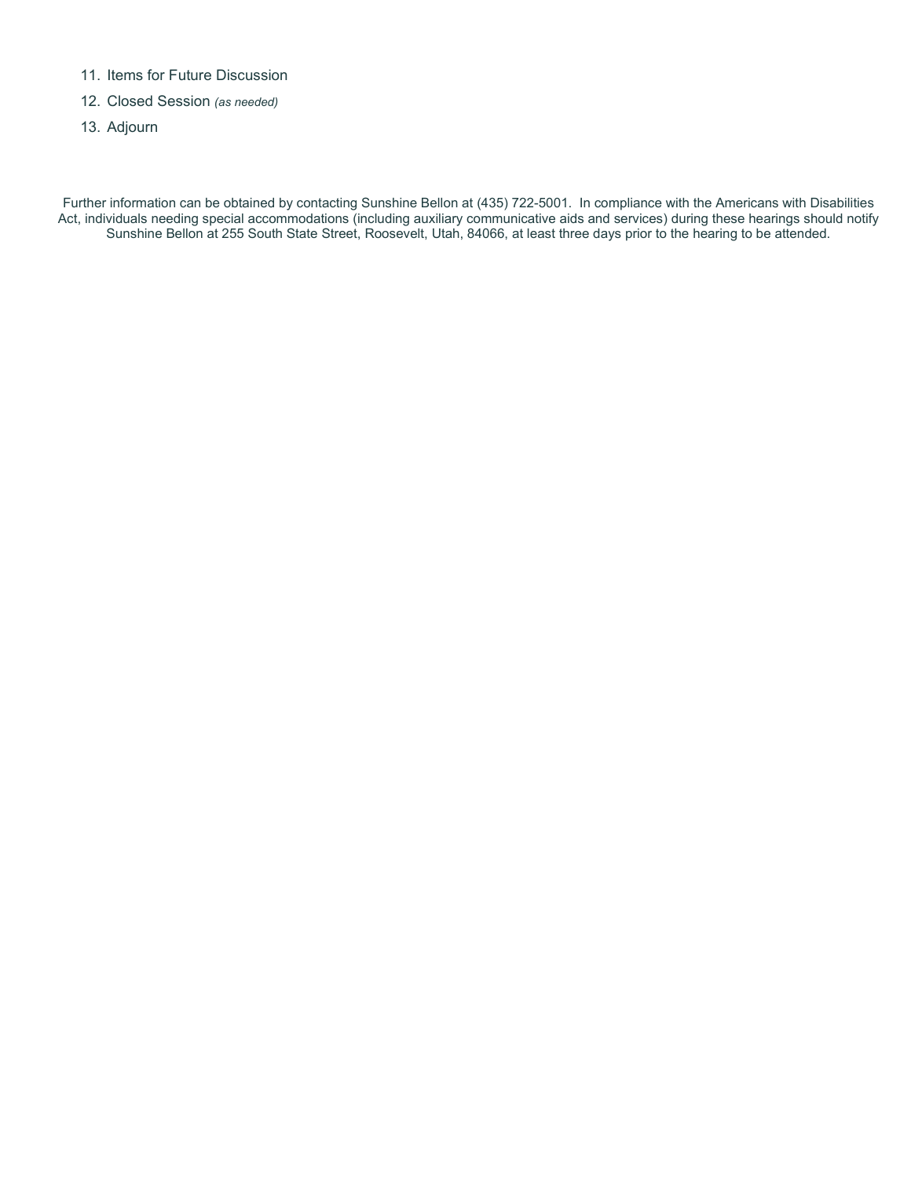11. Items for Future Discussion
12. Closed Session *(as needed)*
13. Adjourn

Further information can be obtained by contacting Sunshine Bellon at (435) 722-5001. In compliance with the Americans with Disabilities Act, individuals needing special accommodations (including auxiliary communicative aids and services) during these hearings should notify Sunshine Bellon at 255 South State Street, Roosevelt, Utah, 84066, at least three days prior to the hearing to be attended.